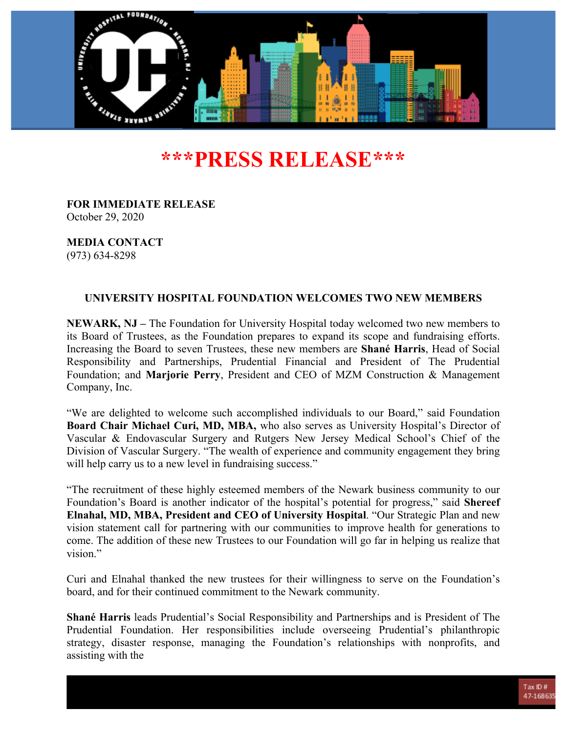# \*\*\*PRESS RELEASE\*\*\*

**FOR IMMEDIATE RELEASE**
October 29, 2020

**MEDIA CONTACT**
(973) 634-8298

### UNIVERSITY HOSPITAL FOUNDATION WELCOMES TWO NEW MEMBERS

**NEWARK, NJ –** The Foundation for University Hospital today welcomed two new members to its Board of Trustees, as the Foundation prepares to expand its scope and fundraising efforts. Increasing the Board to seven Trustees, these new members are **Shané Harris**, Head of Social Responsibility and Partnerships, Prudential Financial and President of The Prudential Foundation; and **Marjorie Perry**, President and CEO of MZM Construction & Management Company, Inc.

"We are delighted to welcome such accomplished individuals to our Board," said Foundation **Board Chair Michael Curi, MD, MBA,** who also serves as University Hospital's Director of Vascular & Endovascular Surgery and Rutgers New Jersey Medical School's Chief of the Division of Vascular Surgery. "The wealth of experience and community engagement they bring will help carry us to a new level in fundraising success."

"The recruitment of these highly esteemed members of the Newark business community to our Foundation's Board is another indicator of the hospital's potential for progress," said **Shereef Elnahal, MD, MBA, President and CEO of University Hospital**. "Our Strategic Plan and new vision statement call for partnering with our communities to improve health for generations to come. The addition of these new Trustees to our Foundation will go far in helping us realize that vision."

Curi and Elnahal thanked the new trustees for their willingness to serve on the Foundation's board, and for their continued commitment to the Newark community.

**Shané Harris** leads Prudential's Social Responsibility and Partnerships and is President of The Prudential Foundation. Her responsibilities include overseeing Prudential's philanthropic strategy, disaster response, managing the Foundation's relationships with nonprofits, and assisting with the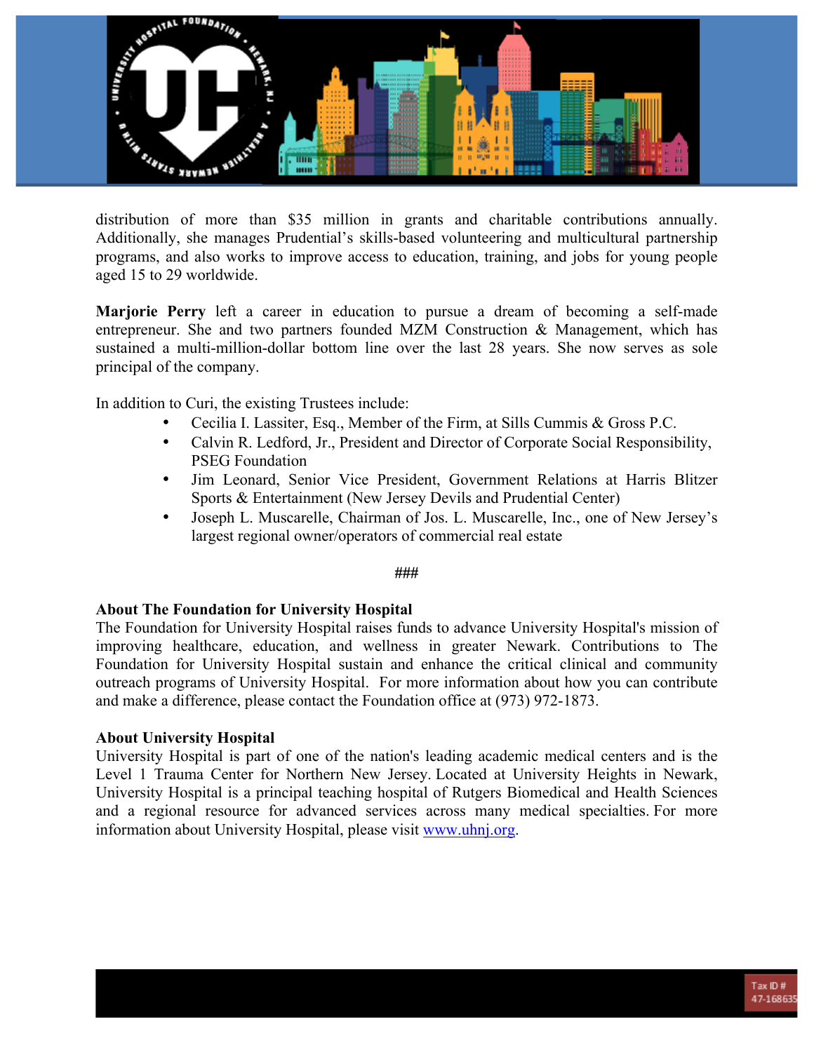distribution of more than $35 million in grants and charitable contributions annually. Additionally, she manages Prudential's skills-based volunteering and multicultural partnership programs, and also works to improve access to education, training, and jobs for young people aged 15 to 29 worldwide.

**Marjorie Perry** left a career in education to pursue a dream of becoming a self-made entrepreneur. She and two partners founded MZM Construction & Management, which has sustained a multi-million-dollar bottom line over the last 28 years. She now serves as sole principal of the company.

In addition to Curi, the existing Trustees include:

- Cecilia I. Lassiter, Esq., Member of the Firm, at Sills Cummis & Gross P.C.
- Calvin R. Ledford, Jr., President and Director of Corporate Social Responsibility, PSEG Foundation
- Jim Leonard, Senior Vice President, Government Relations at Harris Blitzer Sports & Entertainment (New Jersey Devils and Prudential Center)
- Joseph L. Muscarelle, Chairman of Jos. L. Muscarelle, Inc., one of New Jersey's largest regional owner/operators of commercial real estate

###

**About The Foundation for University Hospital**

The Foundation for University Hospital raises funds to advance University Hospital's mission of improving healthcare, education, and wellness in greater Newark. Contributions to The Foundation for University Hospital sustain and enhance the critical clinical and community outreach programs of University Hospital. For more information about how you can contribute and make a difference, please contact the Foundation office at (973) 972-1873.

**About University Hospital**

University Hospital is part of one of the nation's leading academic medical centers and is the Level 1 Trauma Center for Northern New Jersey. Located at University Heights in Newark, University Hospital is a principal teaching hospital of Rutgers Biomedical and Health Sciences and a regional resource for advanced services across many medical specialties. For more information about University Hospital, please visit www.uhnj.org.

Tax ID # 47-168635